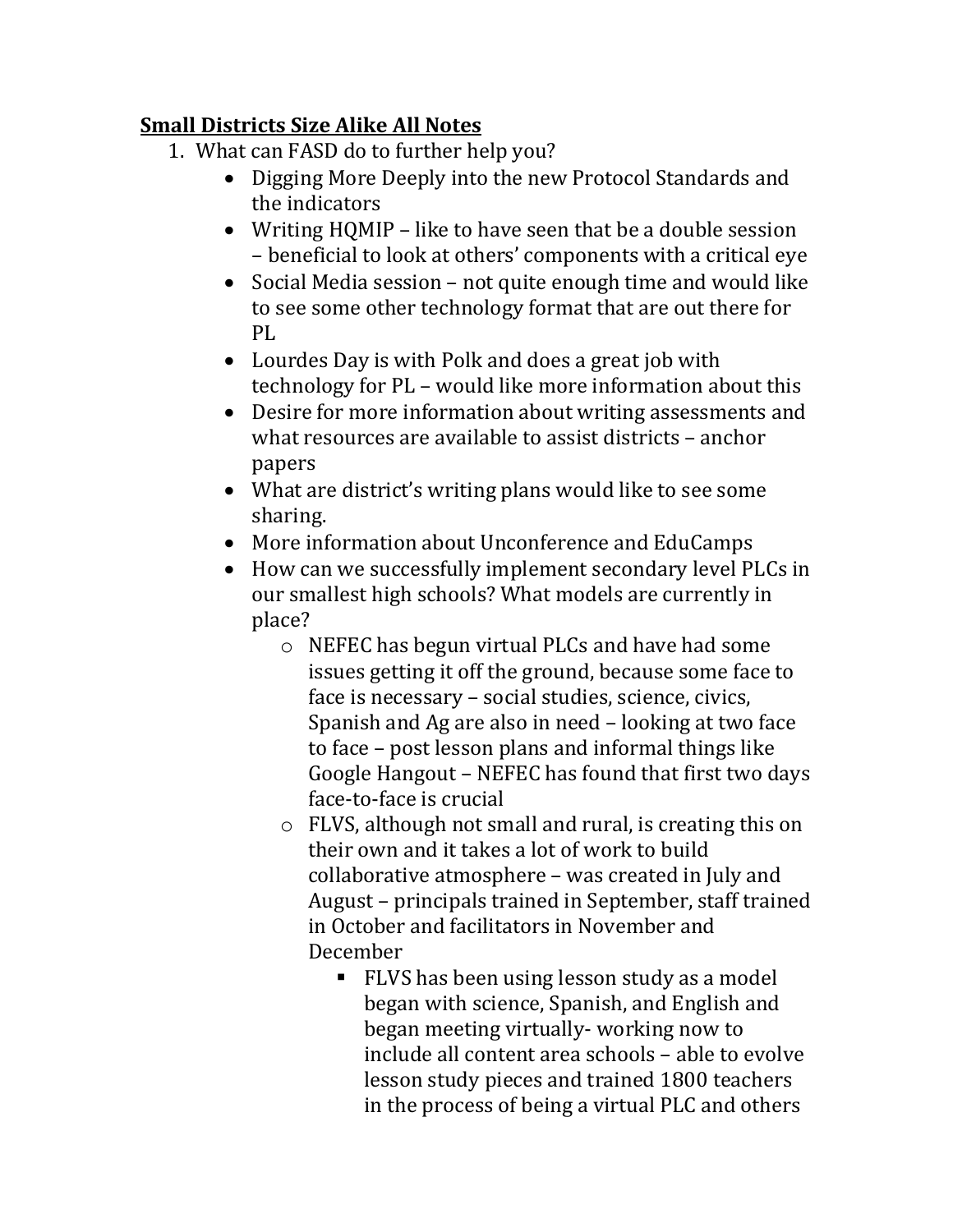**<u>Small Districts Size Alike All Notes</u>**

1. What can FASD do to further help you?
   - Digging More Deeply into the new Protocol Standards and the indicators
   - Writing HQMIP – like to have seen that be a double session – beneficial to look at others' components with a critical eye
   - Social Media session – not quite enough time and would like to see some other technology format that are out there for PL
   - Lourdes Day is with Polk and does a great job with technology for PL – would like more information about this
   - Desire for more information about writing assessments and what resources are available to assist districts – anchor papers
   - What are district's writing plans would like to see some sharing.
   - More information about Unconference and EduCamps
   - How can we successfully implement secondary level PLCs in our smallest high schools? What models are currently in place?
     - NEFEC has begun virtual PLCs and have had some issues getting it off the ground, because some face to face is necessary – social studies, science, civics, Spanish and Ag are also in need – looking at two face to face – post lesson plans and informal things like Google Hangout – NEFEC has found that first two days face-to-face is crucial
     - FLVS, although not small and rural, is creating this on their own and it takes a lot of work to build collaborative atmosphere – was created in July and August – principals trained in September, staff trained in October and facilitators in November and December
       - FLVS has been using lesson study as a model began with science, Spanish, and English and began meeting virtually- working now to include all content area schools – able to evolve lesson study pieces and trained 1800 teachers in the process of being a virtual PLC and others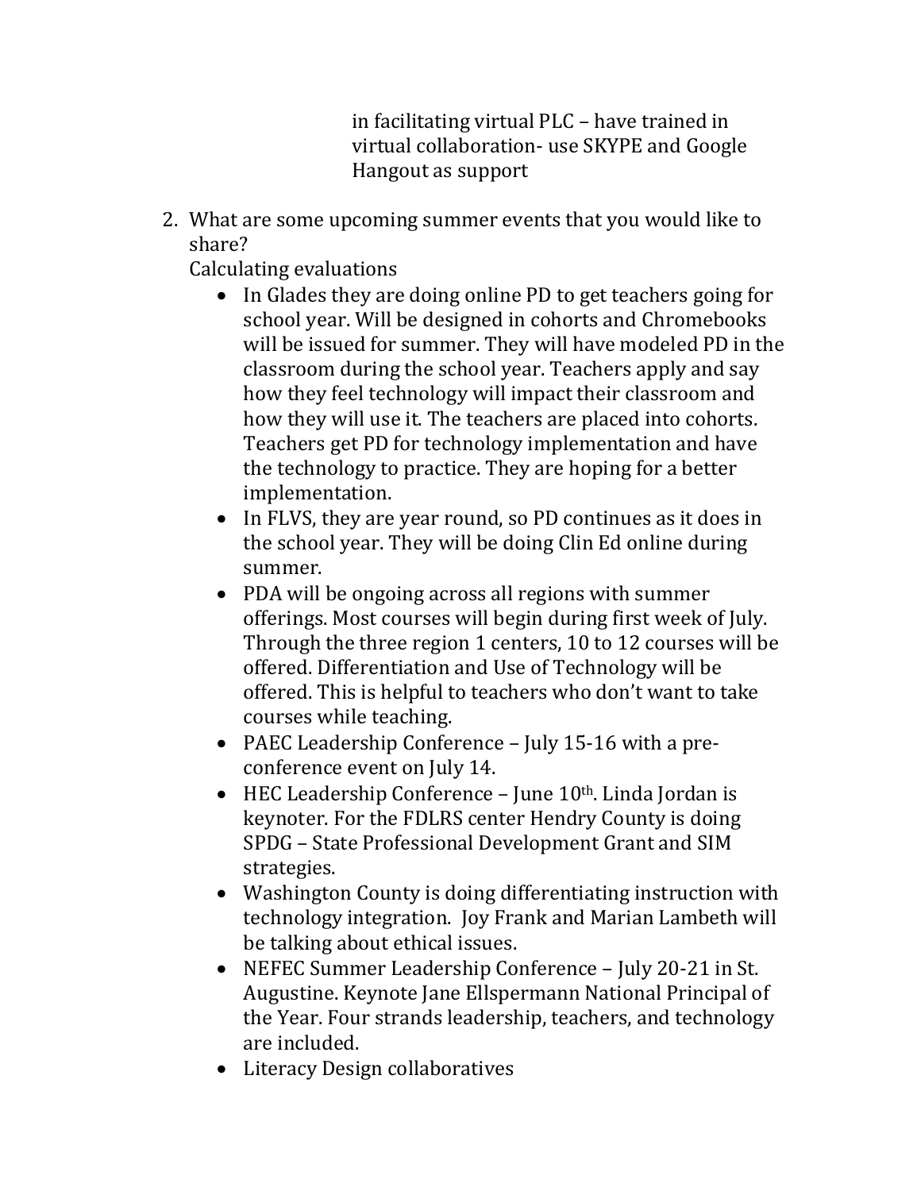in facilitating virtual PLC – have trained in virtual collaboration- use SKYPE and Google Hangout as support

2. What are some upcoming summer events that you would like to share?
   Calculating evaluations
   - In Glades they are doing online PD to get teachers going for school year. Will be designed in cohorts and Chromebooks will be issued for summer. They will have modeled PD in the classroom during the school year. Teachers apply and say how they feel technology will impact their classroom and how they will use it. The teachers are placed into cohorts. Teachers get PD for technology implementation and have the technology to practice. They are hoping for a better implementation.
   - In FLVS, they are year round, so PD continues as it does in the school year. They will be doing Clin Ed online during summer.
   - PDA will be ongoing across all regions with summer offerings. Most courses will begin during first week of July. Through the three region 1 centers, 10 to 12 courses will be offered. Differentiation and Use of Technology will be offered. This is helpful to teachers who don't want to take courses while teaching.
   - PAEC Leadership Conference – July 15-16 with a pre-conference event on July 14.
   - HEC Leadership Conference – June 10th. Linda Jordan is keynoter. For the FDLRS center Hendry County is doing SPDG – State Professional Development Grant and SIM strategies.
   - Washington County is doing differentiating instruction with technology integration. Joy Frank and Marian Lambeth will be talking about ethical issues.
   - NEFEC Summer Leadership Conference – July 20-21 in St. Augustine. Keynote Jane Ellspermann National Principal of the Year. Four strands leadership, teachers, and technology are included.
   - Literacy Design collaboratives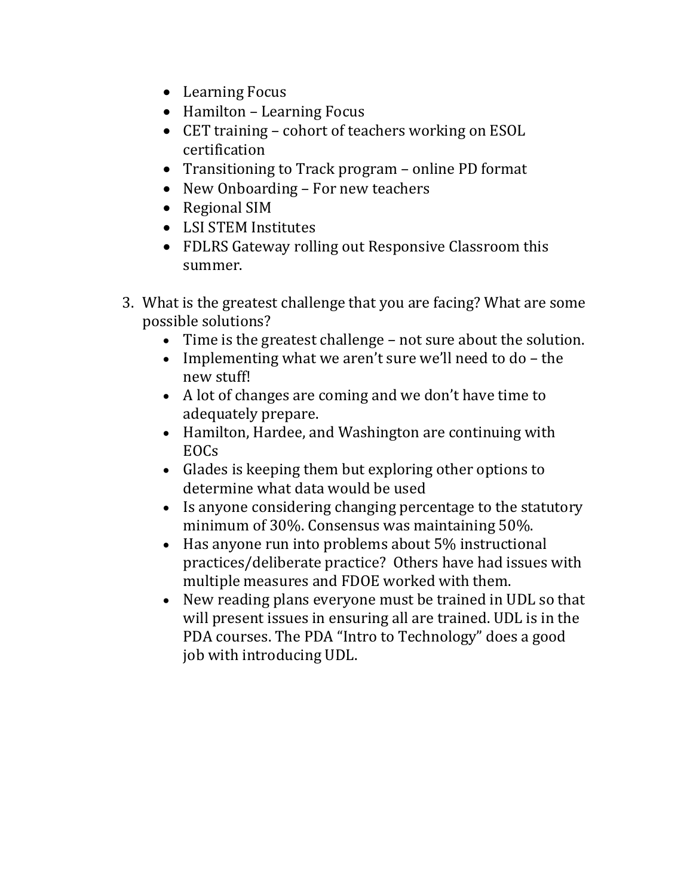- Learning Focus
- Hamilton – Learning Focus
- CET training – cohort of teachers working on ESOL certification
- Transitioning to Track program – online PD format
- New Onboarding – For new teachers
- Regional SIM
- LSI STEM Institutes
- FDLRS Gateway rolling out Responsive Classroom this summer.

3. What is the greatest challenge that you are facing? What are some possible solutions?
   - Time is the greatest challenge – not sure about the solution.
   - Implementing what we aren't sure we'll need to do – the new stuff!
   - A lot of changes are coming and we don't have time to adequately prepare.
   - Hamilton, Hardee, and Washington are continuing with EOCs
   - Glades is keeping them but exploring other options to determine what data would be used
   - Is anyone considering changing percentage to the statutory minimum of 30%. Consensus was maintaining 50%.
   - Has anyone run into problems about 5% instructional practices/deliberate practice? Others have had issues with multiple measures and FDOE worked with them.
   - New reading plans everyone must be trained in UDL so that will present issues in ensuring all are trained. UDL is in the PDA courses. The PDA "Intro to Technology" does a good job with introducing UDL.